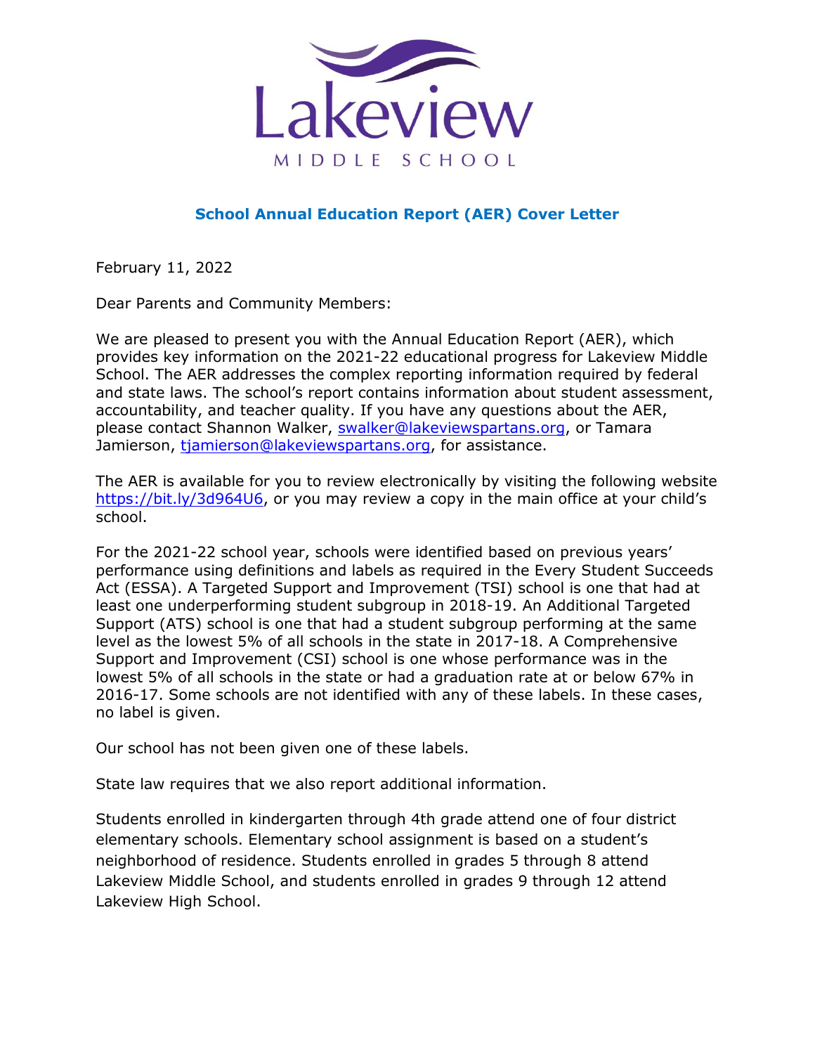Lakeview

MIDDLE SCHOOL

## School Annual Education Report (AER) Cover Letter

February 11, 2022

Dear Parents and Community Members:

We are pleased to present you with the Annual Education Report (AER), which provides key information on the 2021-22 educational progress for Lakeview Middle School. The AER addresses the complex reporting information required by federal and state laws. The school's report contains information about student assessment, accountability, and teacher quality. If you have any questions about the AER, please contact Shannon Walker, swalker@lakeviewspartans.org, or Tamara Jamierson, tjamierson@lakeviewspartans.org, for assistance.

The AER is available for you to review electronically by visiting the following website https://bit.ly/3d964U6, or you may review a copy in the main office at your child's school.

For the 2021-22 school year, schools were identified based on previous years' performance using definitions and labels as required in the Every Student Succeeds Act (ESSA). A Targeted Support and Improvement (TSI) school is one that had at least one underperforming student subgroup in 2018-19. An Additional Targeted Support (ATS) school is one that had a student subgroup performing at the same level as the lowest 5% of all schools in the state in 2017-18. A Comprehensive Support and Improvement (CSI) school is one whose performance was in the lowest 5% of all schools in the state or had a graduation rate at or below 67% in 2016-17. Some schools are not identified with any of these labels. In these cases, no label is given.

Our school has not been given one of these labels.

State law requires that we also report additional information.

Students enrolled in kindergarten through 4th grade attend one of four district elementary schools. Elementary school assignment is based on a student's neighborhood of residence. Students enrolled in grades 5 through 8 attend Lakeview Middle School, and students enrolled in grades 9 through 12 attend Lakeview High School.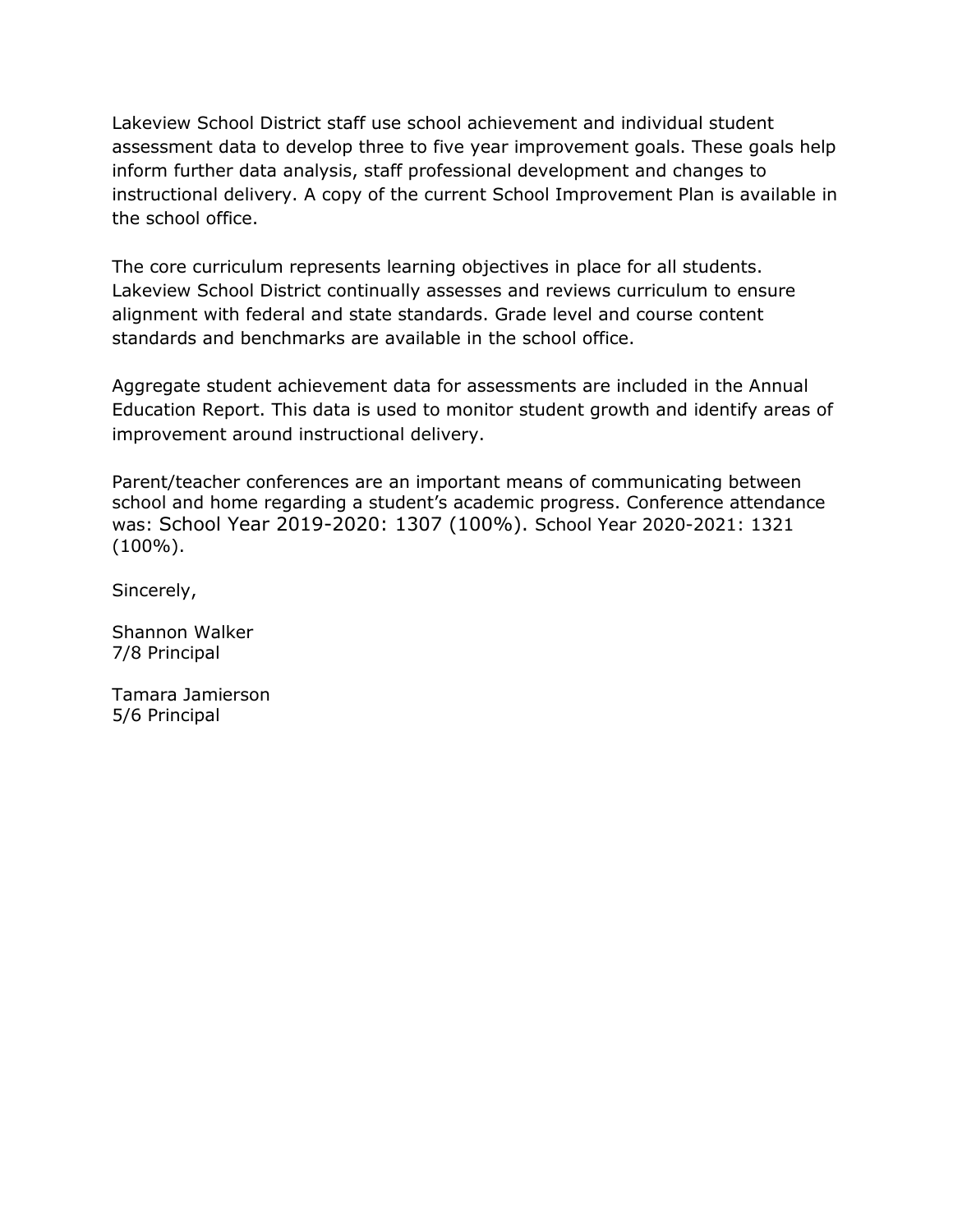Lakeview School District staff use school achievement and individual student assessment data to develop three to five year improvement goals. These goals help inform further data analysis, staff professional development and changes to instructional delivery. A copy of the current School Improvement Plan is available in the school office.

The core curriculum represents learning objectives in place for all students. Lakeview School District continually assesses and reviews curriculum to ensure alignment with federal and state standards. Grade level and course content standards and benchmarks are available in the school office.

Aggregate student achievement data for assessments are included in the Annual Education Report. This data is used to monitor student growth and identify areas of improvement around instructional delivery.

Parent/teacher conferences are an important means of communicating between school and home regarding a student's academic progress. Conference attendance was: School Year 2019-2020: 1307 (100%). School Year 2020-2021: 1321 (100%).

Sincerely,

Shannon Walker
7/8 Principal

Tamara Jamierson
5/6 Principal